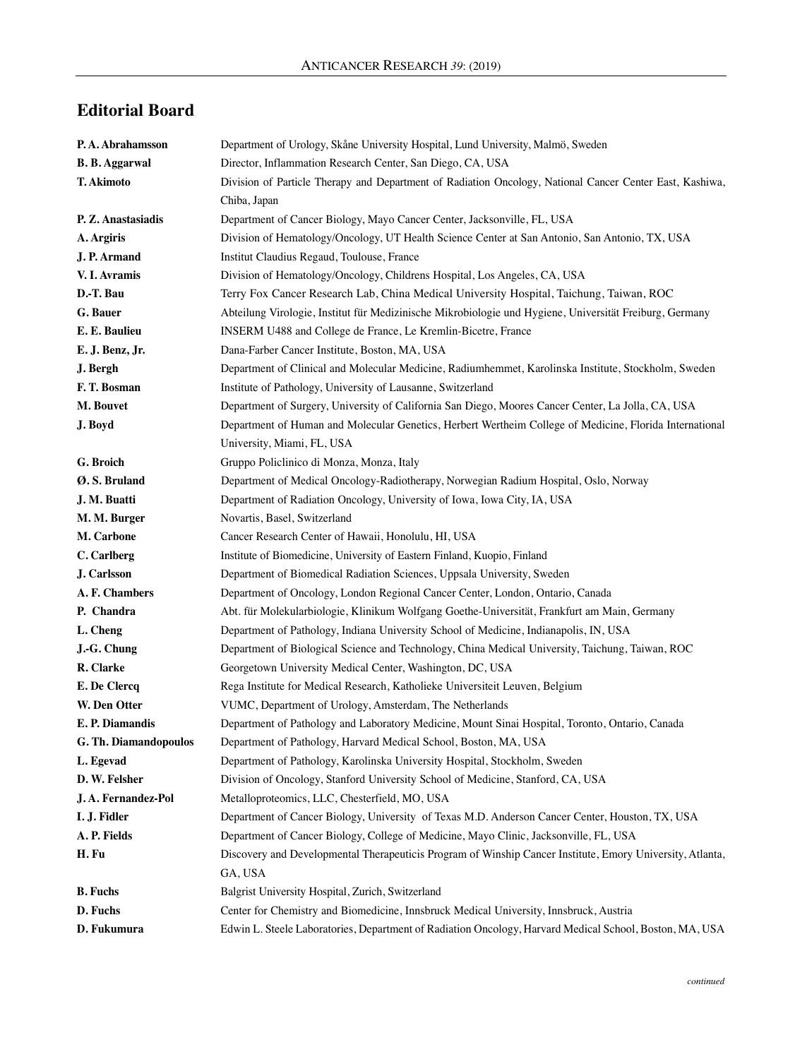## Editorial Board

| | |
|---|---|
| **P. A. Abrahamsson** | Department of Urology, Skåne University Hospital, Lund University, Malmö, Sweden |
| **B. B. Aggarwal** | Director, Inflammation Research Center, San Diego, CA, USA |
| **T. Akimoto** | Division of Particle Therapy and Department of Radiation Oncology, National Cancer Center East, Kashiwa, Chiba, Japan |
| **P. Z. Anastasiadis** | Department of Cancer Biology, Mayo Cancer Center, Jacksonville, FL, USA |
| **A. Argiris** | Division of Hematology/Oncology, UT Health Science Center at San Antonio, San Antonio, TX, USA |
| **J. P. Armand** | Institut Claudius Regaud, Toulouse, France |
| **V. I. Avramis** | Division of Hematology/Oncology, Childrens Hospital, Los Angeles, CA, USA |
| **D.-T. Bau** | Terry Fox Cancer Research Lab, China Medical University Hospital, Taichung, Taiwan, ROC |
| **G. Bauer** | Abteilung Virologie, Institut für Medizinische Mikrobiologie und Hygiene, Universität Freiburg, Germany |
| **E. E. Baulieu** | INSERM U488 and College de France, Le Kremlin-Bicetre, France |
| **E. J. Benz, Jr.** | Dana-Farber Cancer Institute, Boston, MA, USA |
| **J. Bergh** | Department of Clinical and Molecular Medicine, Radiumhemmet, Karolinska Institute, Stockholm, Sweden |
| **F. T. Bosman** | Institute of Pathology, University of Lausanne, Switzerland |
| **M. Bouvet** | Department of Surgery, University of California San Diego, Moores Cancer Center, La Jolla, CA, USA |
| **J. Boyd** | Department of Human and Molecular Genetics, Herbert Wertheim College of Medicine, Florida International University, Miami, FL, USA |
| **G. Broich** | Gruppo Policlinico di Monza, Monza, Italy |
| **Ø. S. Bruland** | Department of Medical Oncology-Radiotherapy, Norwegian Radium Hospital, Oslo, Norway |
| **J. M. Buatti** | Department of Radiation Oncology, University of Iowa, Iowa City, IA, USA |
| **M. M. Burger** | Novartis, Basel, Switzerland |
| **M. Carbone** | Cancer Research Center of Hawaii, Honolulu, HI, USA |
| **C. Carlberg** | Institute of Biomedicine, University of Eastern Finland, Kuopio, Finland |
| **J. Carlsson** | Department of Biomedical Radiation Sciences, Uppsala University, Sweden |
| **A. F. Chambers** | Department of Oncology, London Regional Cancer Center, London, Ontario, Canada |
| **P. Chandra** | Abt. für Molekularbiologie, Klinikum Wolfgang Goethe-Universität, Frankfurt am Main, Germany |
| **L. Cheng** | Department of Pathology, Indiana University School of Medicine, Indianapolis, IN, USA |
| **J.-G. Chung** | Department of Biological Science and Technology, China Medical University, Taichung, Taiwan, ROC |
| **R. Clarke** | Georgetown University Medical Center, Washington, DC, USA |
| **E. De Clercq** | Rega Institute for Medical Research, Katholieke Universiteit Leuven, Belgium |
| **W. Den Otter** | VUMC, Department of Urology, Amsterdam, The Netherlands |
| **E. P. Diamandis** | Department of Pathology and Laboratory Medicine, Mount Sinai Hospital, Toronto, Ontario, Canada |
| **G. Th. Diamandopoulos** | Department of Pathology, Harvard Medical School, Boston, MA, USA |
| **L. Egevad** | Department of Pathology, Karolinska University Hospital, Stockholm, Sweden |
| **D. W. Felsher** | Division of Oncology, Stanford University School of Medicine, Stanford, CA, USA |
| **J. A. Fernandez-Pol** | Metalloproteomics, LLC, Chesterfield, MO, USA |
| **I. J. Fidler** | Department of Cancer Biology, University of Texas M.D. Anderson Cancer Center, Houston, TX, USA |
| **A. P. Fields** | Department of Cancer Biology, College of Medicine, Mayo Clinic, Jacksonville, FL, USA |
| **H. Fu** | Discovery and Developmental Therapeutics Program of Winship Cancer Institute, Emory University, Atlanta, GA, USA |
| **B. Fuchs** | Balgrist University Hospital, Zurich, Switzerland |
| **D. Fuchs** | Center for Chemistry and Biomedicine, Innsbruck Medical University, Innsbruck, Austria |
| **D. Fukumura** | Edwin L. Steele Laboratories, Department of Radiation Oncology, Harvard Medical School, Boston, MA, USA |

*continued*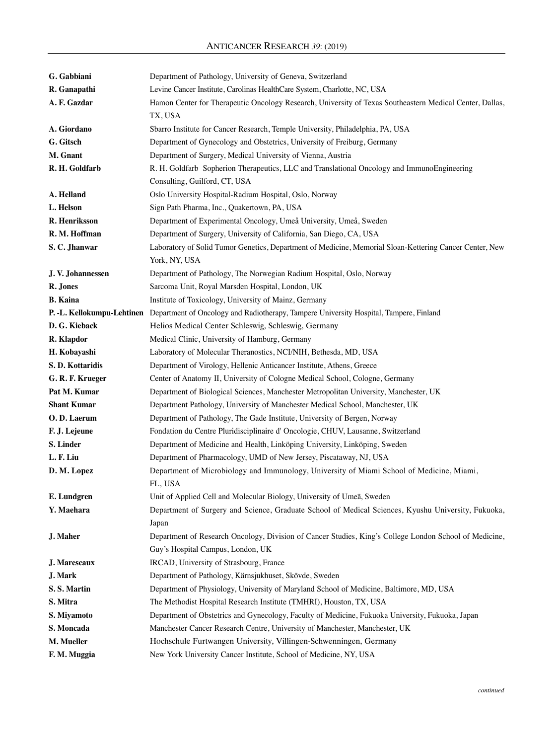| | |
|---|---|
| **G. Gabbiani** | Department of Pathology, University of Geneva, Switzerland |
| **R. Ganapathi** | Levine Cancer Institute, Carolinas HealthCare System, Charlotte, NC, USA |
| **A. F. Gazdar** | Hamon Center for Therapeutic Oncology Research, University of Texas Southeastern Medical Center, Dallas, TX, USA |
| **A. Giordano** | Sbarro Institute for Cancer Research, Temple University, Philadelphia, PA, USA |
| **G. Gitsch** | Department of Gynecology and Obstetrics, University of Freiburg, Germany |
| **M. Gnant** | Department of Surgery, Medical University of Vienna, Austria |
| **R. H. Goldfarb** | R. H. Goldfarb Sopherion Therapeutics, LLC and Translational Oncology and ImmunoEngineering Consulting, Guilford, CT, USA |
| **A. Helland** | Oslo University Hospital-Radium Hospital, Oslo, Norway |
| **L. Helson** | Sign Path Pharma, Inc., Quakertown, PA, USA |
| **R. Henriksson** | Department of Experimental Oncology, Umeå University, Umeå, Sweden |
| **R. M. Hoffman** | Department of Surgery, University of California, San Diego, CA, USA |
| **S. C. Jhanwar** | Laboratory of Solid Tumor Genetics, Department of Medicine, Memorial Sloan-Kettering Cancer Center, New York, NY, USA |
| **J. V. Johannessen** | Department of Pathology, The Norwegian Radium Hospital, Oslo, Norway |
| **R. Jones** | Sarcoma Unit, Royal Marsden Hospital, London, UK |
| **B. Kaina** | Institute of Toxicology, University of Mainz, Germany |
| **P. -L. Kellokumpu-Lehtinen** | Department of Oncology and Radiotherapy, Tampere University Hospital, Tampere, Finland |
| **D. G. Kieback** | Helios Medical Center Schleswig, Schleswig, Germany |
| **R. Klapdor** | Medical Clinic, University of Hamburg, Germany |
| **H. Kobayashi** | Laboratory of Molecular Theranostics, NCI/NIH, Bethesda, MD, USA |
| **S. D. Kottaridis** | Department of Virology, Hellenic Anticancer Institute, Athens, Greece |
| **G. R. F. Krueger** | Center of Anatomy II, University of Cologne Medical School, Cologne, Germany |
| **Pat M. Kumar** | Department of Biological Sciences, Manchester Metropolitan University, Manchester, UK |
| **Shant Kumar** | Department Pathology, University of Manchester Medical School, Manchester, UK |
| **O. D. Laerum** | Department of Pathology, The Gade Institute, University of Bergen, Norway |
| **F. J. Lejeune** | Fondation du Centre Pluridisciplinaire d' Oncologie, CHUV, Lausanne, Switzerland |
| **S. Linder** | Department of Medicine and Health, Linköping University, Linköping, Sweden |
| **L. F. Liu** | Department of Pharmacology, UMD of New Jersey, Piscataway, NJ, USA |
| **D. M. Lopez** | Department of Microbiology and Immunology, University of Miami School of Medicine, Miami, FL, USA |
| **E. Lundgren** | Unit of Applied Cell and Molecular Biology, University of Umeä, Sweden |
| **Y. Maehara** | Department of Surgery and Science, Graduate School of Medical Sciences, Kyushu University, Fukuoka, Japan |
| **J. Maher** | Department of Research Oncology, Division of Cancer Studies, King's College London School of Medicine, Guy's Hospital Campus, London, UK |
| **J. Marescaux** | IRCAD, University of Strasbourg, France |
| **J. Mark** | Department of Pathology, Kärnsjukhuset, Skövde, Sweden |
| **S. S. Martin** | Department of Physiology, University of Maryland School of Medicine, Baltimore, MD, USA |
| **S. Mitra** | The Methodist Hospital Research Institute (TMHRI), Houston, TX, USA |
| **S. Miyamoto** | Department of Obstetrics and Gynecology, Faculty of Medicine, Fukuoka University, Fukuoka, Japan |
| **S. Moncada** | Manchester Cancer Research Centre, University of Manchester, Manchester, UK |
| **M. Mueller** | Hochschule Furtwangen University, Villingen-Schwenningen, Germany |
| **F. M. Muggia** | New York University Cancer Institute, School of Medicine, NY, USA |

*continued*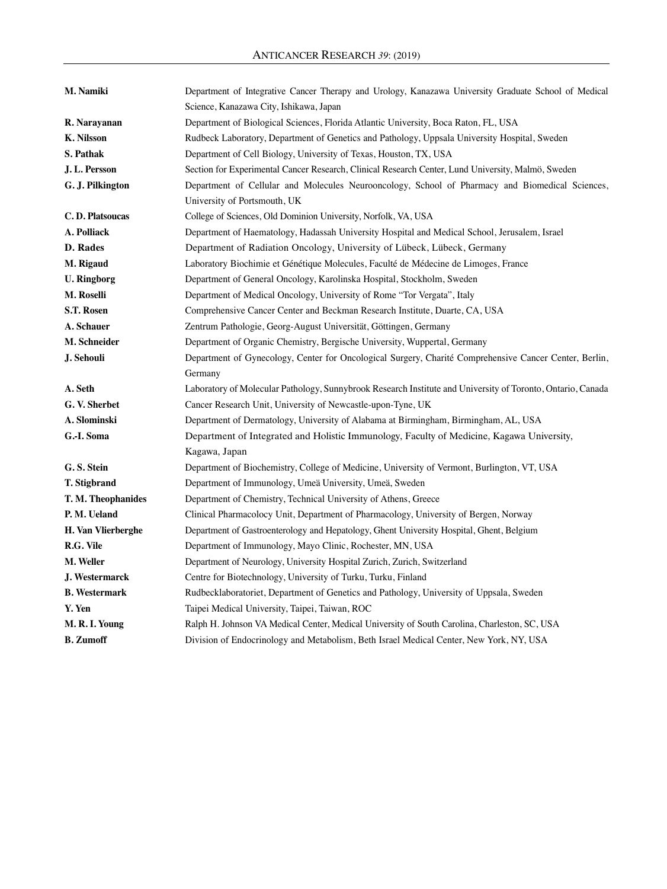| | |
|---|---|
| **M. Namiki** | Department of Integrative Cancer Therapy and Urology, Kanazawa University Graduate School of Medical Science, Kanazawa City, Ishikawa, Japan |
| **R. Narayanan** | Department of Biological Sciences, Florida Atlantic University, Boca Raton, FL, USA |
| **K. Nilsson** | Rudbeck Laboratory, Department of Genetics and Pathology, Uppsala University Hospital, Sweden |
| **S. Pathak** | Department of Cell Biology, University of Texas, Houston, TX, USA |
| **J. L. Persson** | Section for Experimental Cancer Research, Clinical Research Center, Lund University, Malmö, Sweden |
| **G. J. Pilkington** | Department of Cellular and Molecules Neurooncology, School of Pharmacy and Biomedical Sciences, University of Portsmouth, UK |
| **C. D. Platsoucas** | College of Sciences, Old Dominion University, Norfolk, VA, USA |
| **A. Polliack** | Department of Haematology, Hadassah University Hospital and Medical School, Jerusalem, Israel |
| **D. Rades** | Department of Radiation Oncology, University of Lübeck, Lübeck, Germany |
| **M. Rigaud** | Laboratory Biochimie et Génétique Molecules, Faculté de Médecine de Limoges, France |
| **U. Ringborg** | Department of General Oncology, Karolinska Hospital, Stockholm, Sweden |
| **M. Roselli** | Department of Medical Oncology, University of Rome "Tor Vergata", Italy |
| **S.T. Rosen** | Comprehensive Cancer Center and Beckman Research Institute, Duarte, CA, USA |
| **A. Schauer** | Zentrum Pathologie, Georg-August Universität, Göttingen, Germany |
| **M. Schneider** | Department of Organic Chemistry, Bergische University, Wuppertal, Germany |
| **J. Sehouli** | Department of Gynecology, Center for Oncological Surgery, Charité Comprehensive Cancer Center, Berlin, Germany |
| **A. Seth** | Laboratory of Molecular Pathology, Sunnybrook Research Institute and University of Toronto, Ontario, Canada |
| **G. V. Sherbet** | Cancer Research Unit, University of Newcastle-upon-Tyne, UK |
| **A. Slominski** | Department of Dermatology, University of Alabama at Birmingham, Birmingham, AL, USA |
| **G.-I. Soma** | Department of Integrated and Holistic Immunology, Faculty of Medicine, Kagawa University, Kagawa, Japan |
| **G. S. Stein** | Department of Biochemistry, College of Medicine, University of Vermont, Burlington, VT, USA |
| **T. Stigbrand** | Department of Immunology, Umeä University, Umeä, Sweden |
| **T. M. Theophanides** | Department of Chemistry, Technical University of Athens, Greece |
| **P. M. Ueland** | Clinical Pharmacolocy Unit, Department of Pharmacology, University of Bergen, Norway |
| **H. Van Vlierberghe** | Department of Gastroenterology and Hepatology, Ghent University Hospital, Ghent, Belgium |
| **R.G. Vile** | Department of Immunology, Mayo Clinic, Rochester, MN, USA |
| **M. Weller** | Department of Neurology, University Hospital Zurich, Zurich, Switzerland |
| **J. Westermarck** | Centre for Biotechnology, University of Turku, Turku, Finland |
| **B. Westermark** | Rudbecklaboratoriet, Department of Genetics and Pathology, University of Uppsala, Sweden |
| **Y. Yen** | Taipei Medical University, Taipei, Taiwan, ROC |
| **M. R. I. Young** | Ralph H. Johnson VA Medical Center, Medical University of South Carolina, Charleston, SC, USA |
| **B. Zumoff** | Division of Endocrinology and Metabolism, Beth Israel Medical Center, New York, NY, USA |